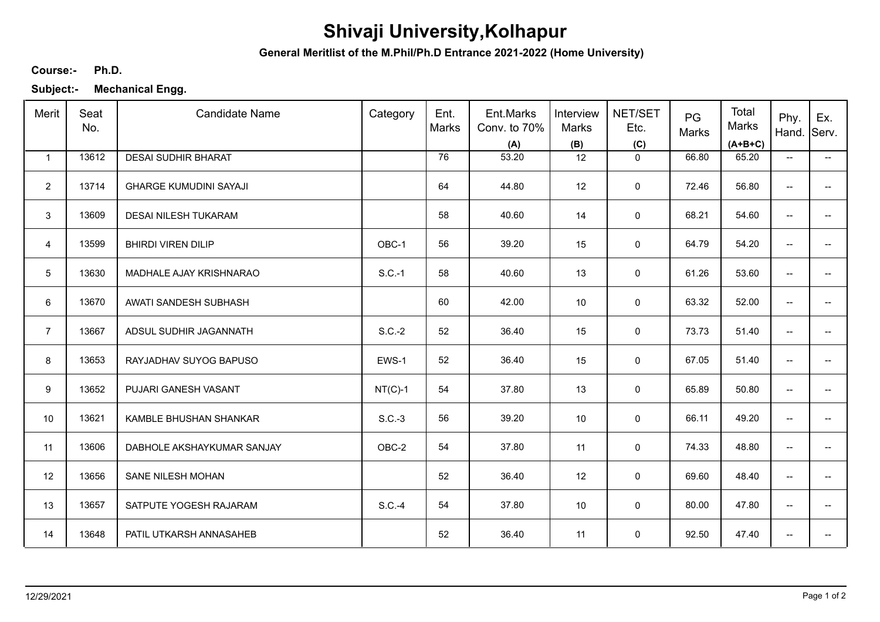# Shivaji University,Kolhapur

**General Meritlist of the M.Phil/Ph.D Entrance 2021-2022 (Home University)**

**Course:-** **Ph.D.**

**Subject:-** **Mechanical Engg.**

| Merit | Seat No. | Candidate Name | Category | Ent. Marks | Ent.Marks Conv. to 70% (A) | Interview Marks (B) | NET/SET Etc. (C) | PG Marks | Total Marks (A+B+C) | Phy. Hand. | Ex. Serv. |
|---|---|---|---|---|---|---|---|---|---|---|---|
| 1 | 13612 | DESAI SUDHIR BHARAT | | 76 | 53.20 | 12 | 0 | 66.80 | 65.20 | -- | -- |
| 2 | 13714 | GHARGE KUMUDINI SAYAJI | | 64 | 44.80 | 12 | 0 | 72.46 | 56.80 | -- | -- |
| 3 | 13609 | DESAI NILESH TUKARAM | | 58 | 40.60 | 14 | 0 | 68.21 | 54.60 | -- | -- |
| 4 | 13599 | BHIRDI VIREN DILIP | OBC-1 | 56 | 39.20 | 15 | 0 | 64.79 | 54.20 | -- | -- |
| 5 | 13630 | MADHALE AJAY KRISHNARAO | S.C.-1 | 58 | 40.60 | 13 | 0 | 61.26 | 53.60 | -- | -- |
| 6 | 13670 | AWATI SANDESH SUBHASH | | 60 | 42.00 | 10 | 0 | 63.32 | 52.00 | -- | -- |
| 7 | 13667 | ADSUL SUDHIR JAGANNATH | S.C.-2 | 52 | 36.40 | 15 | 0 | 73.73 | 51.40 | -- | -- |
| 8 | 13653 | RAYJADHAV SUYOG BAPUSO | EWS-1 | 52 | 36.40 | 15 | 0 | 67.05 | 51.40 | -- | -- |
| 9 | 13652 | PUJARI GANESH VASANT | NT(C)-1 | 54 | 37.80 | 13 | 0 | 65.89 | 50.80 | -- | -- |
| 10 | 13621 | KAMBLE BHUSHAN SHANKAR | S.C.-3 | 56 | 39.20 | 10 | 0 | 66.11 | 49.20 | -- | -- |
| 11 | 13606 | DABHOLE AKSHAYKUMAR SANJAY | OBC-2 | 54 | 37.80 | 11 | 0 | 74.33 | 48.80 | -- | -- |
| 12 | 13656 | SANE NILESH MOHAN | | 52 | 36.40 | 12 | 0 | 69.60 | 48.40 | -- | -- |
| 13 | 13657 | SATPUTE YOGESH RAJARAM | S.C.-4 | 54 | 37.80 | 10 | 0 | 80.00 | 47.80 | -- | -- |
| 14 | 13648 | PATIL UTKARSH ANNASAHEB | | 52 | 36.40 | 11 | 0 | 92.50 | 47.40 | -- | -- |

12/29/2021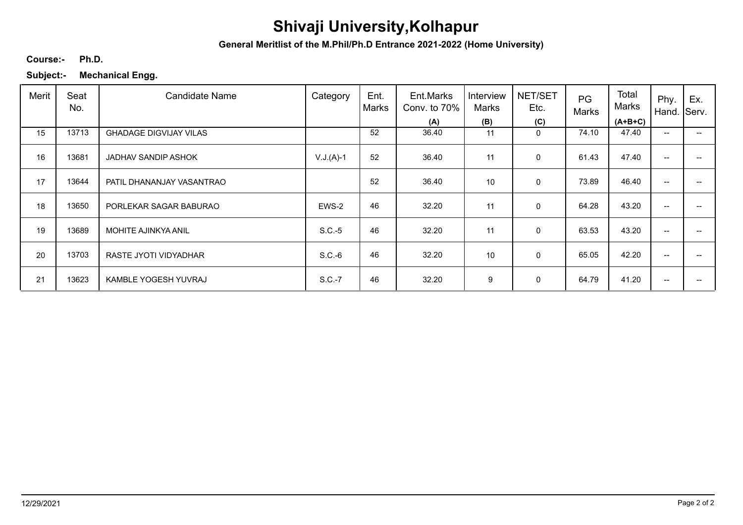# Shivaji University,Kolhapur

**General Meritlist of the M.Phil/Ph.D Entrance 2021-2022 (Home University)**

**Course:-** **Ph.D.**

**Subject:-** **Mechanical Engg.**

| Merit | Seat No. | Candidate Name | Category | Ent. Marks | Ent.Marks Conv. to 70% (A) | Interview Marks (B) | NET/SET Etc. (C) | PG Marks | Total Marks (A+B+C) | Phy. Hand. | Ex. Serv. |
|---|---|---|---|---|---|---|---|---|---|---|---|
| 15 | 13713 | GHADAGE DIGVIJAY VILAS | | 52 | 36.40 | 11 | 0 | 74.10 | 47.40 | -- | -- |
| 16 | 13681 | JADHAV SANDIP ASHOK | V.J.(A)-1 | 52 | 36.40 | 11 | 0 | 61.43 | 47.40 | -- | -- |
| 17 | 13644 | PATIL DHANANJAY VASANTRAO | | 52 | 36.40 | 10 | 0 | 73.89 | 46.40 | -- | -- |
| 18 | 13650 | PORLEKAR SAGAR BABURAO | EWS-2 | 46 | 32.20 | 11 | 0 | 64.28 | 43.20 | -- | -- |
| 19 | 13689 | MOHITE AJINKYA ANIL | S.C.-5 | 46 | 32.20 | 11 | 0 | 63.53 | 43.20 | -- | -- |
| 20 | 13703 | RASTE JYOTI VIDYADHAR | S.C.-6 | 46 | 32.20 | 10 | 0 | 65.05 | 42.20 | -- | -- |
| 21 | 13623 | KAMBLE YOGESH YUVRAJ | S.C.-7 | 46 | 32.20 | 9 | 0 | 64.79 | 41.20 | -- | -- |

12/29/2021